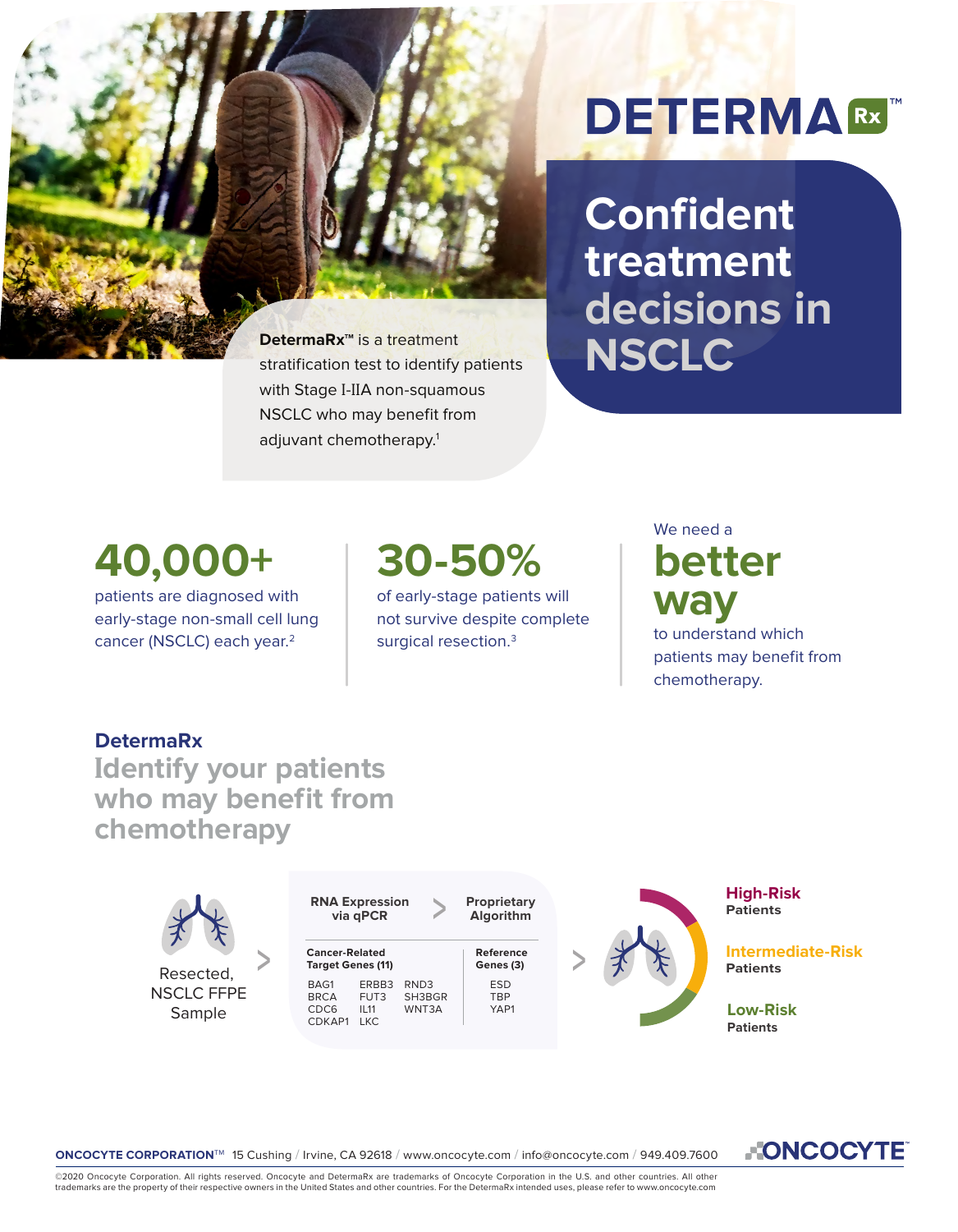# DETERMA Rx™

## Confident treatment decisions in NSCLC

**DetermaRx™** is a treatment stratification test to identify patients with Stage I-IIA non-squamous NSCLC who may benefit from adjuvant chemotherapy.[1]

**40,000+**
patients are diagnosed with early-stage non-small cell lung cancer (NSCLC) each year.[2]

**30-50%**
of early-stage patients will not survive despite complete surgical resection.[3]

We need a **better way** to understand which patients may benefit from chemotherapy.

## DetermaRx
### Identify your patients who may benefit from chemotherapy

Resected, NSCLC FFPE Sample > RNA Expression via qPCR > Proprietary Algorithm > High-Risk Patients / Intermediate-Risk Patients / Low-Risk Patients

| Cancer-Related Target Genes (11) | | | Reference Genes (3) |
|---|---|---|---|
| BAG1 | ERBB3 | RND3 | ESD |
| BRCA | FUT3 | SH3BGR | TBP |
| CDC6 | IL11 | WNT3A | YAP1 |
| CDKAP1 | LKC | | |

**High-Risk** Patients

**Intermediate-Risk** Patients

**Low-Risk** Patients

**ONCOCYTE CORPORATION™** 15 Cushing / Irvine, CA 92618 / www.oncocyte.com / info@oncocyte.com / 949.409.7600

ONCOCYTE™

©2020 Oncocyte Corporation. All rights reserved. Oncocyte and DetermaRx are trademarks of Oncocyte Corporation in the U.S. and other countries. All other trademarks are the property of their respective owners in the United States and other countries. For the DetermaRx intended uses, please refer to www.oncocyte.com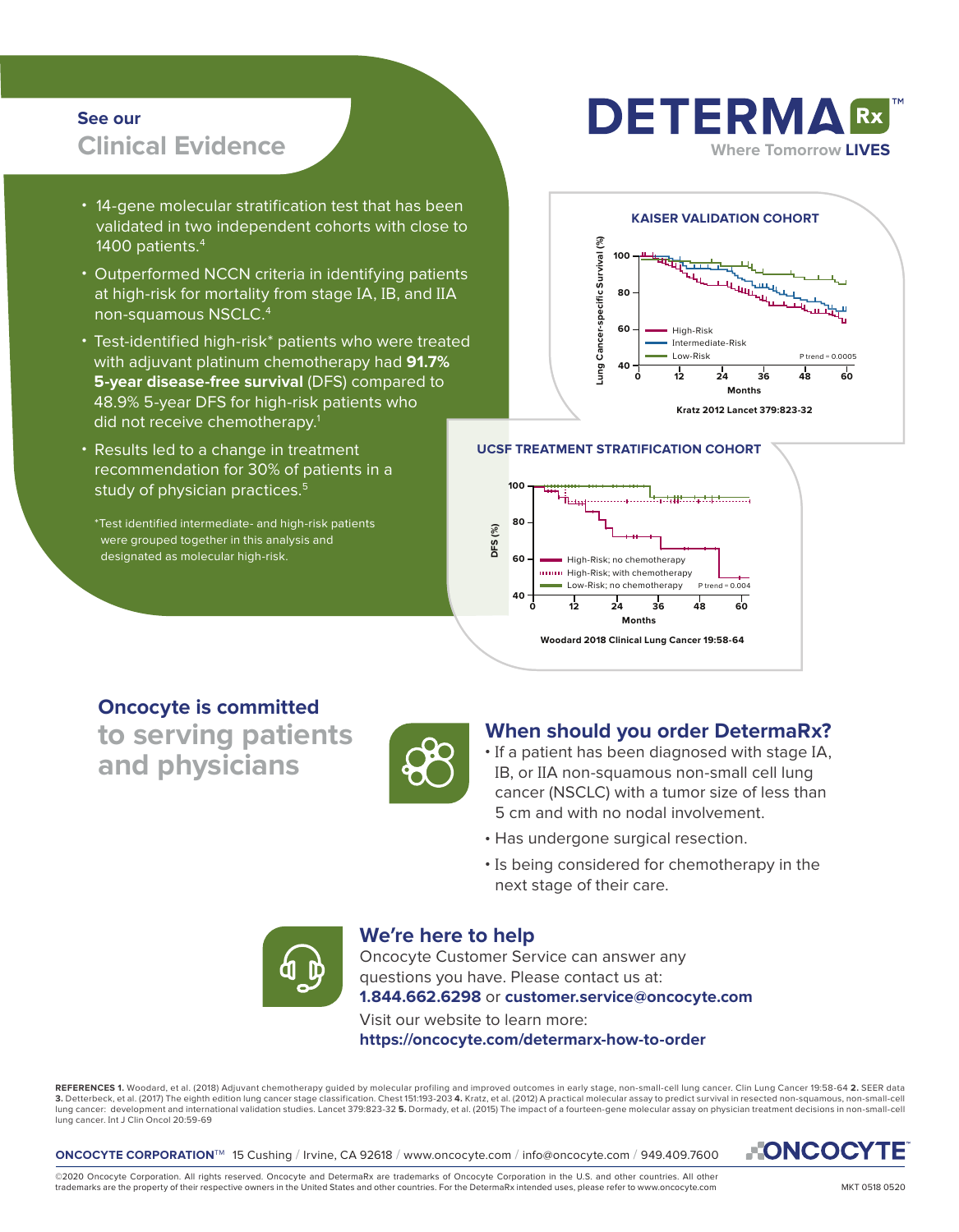## See our
# Clinical Evidence

- 14-gene molecular stratification test that has been validated in two independent cohorts with close to 1400 patients.[4]
- Outperformed NCCN criteria in identifying patients at high-risk for mortality from stage IA, IB, and IIA non-squamous NSCLC.[4]
- Test-identified high-risk* patients who were treated with adjuvant platinum chemotherapy had **91.7% 5-year disease-free survival** (DFS) compared to 48.9% 5-year DFS for high-risk patients who did not receive chemotherapy.[1]
- Results led to a change in treatment recommendation for 30% of patients in a study of physician practices.[5]

*Test identified intermediate- and high-risk patients were grouped together in this analysis and designated as molecular high-risk.

**DETERMA Rx**™
Where Tomorrow **LIVES**

**KAISER VALIDATION COHORT**

Lung Cancer-specific Survival (%)
100
80
60
40
0 12 24 36 48 60
Months
High-Risk
Intermediate-Risk
Low-Risk
P trend = 0.0005

Kratz 2012 Lancet 379:823-32

**UCSF TREATMENT STRATIFICATION COHORT**

DFS (%)
100
80
60
40
0 12 24 36 48 60
Months
High-Risk; no chemotherapy
High-Risk; with chemotherapy
Low-Risk; no chemotherapy
P trend = 0.004

Woodard 2018 Clinical Lung Cancer 19:58-64

## Oncocyte is committed to serving patients and physicians

## When should you order DetermaRx?

- If a patient has been diagnosed with stage IA, IB, or IIA non-squamous non-small cell lung cancer (NSCLC) with a tumor size of less than 5 cm and with no nodal involvement.
- Has undergone surgical resection.
- Is being considered for chemotherapy in the next stage of their care.

## We're here to help

Oncocyte Customer Service can answer any questions you have. Please contact us at:
**1.844.662.6298** or **customer.service@oncocyte.com**

Visit our website to learn more:
**https://oncocyte.com/determarx-how-to-order**

**REFERENCES 1.** Woodard, et al. (2018) Adjuvant chemotherapy guided by molecular profiling and improved outcomes in early stage, non-small-cell lung cancer. Clin Lung Cancer 19:58-64 **2.** SEER data **3.** Detterbeck, et al. (2017) The eighth edition lung cancer stage classification. Chest 151:193-203 **4.** Kratz, et al. (2012) A practical molecular assay to predict survival in resected non-squamous, non-small-cell lung cancer: development and international validation studies. Lancet 379:823-32 **5.** Dormady, et al. (2015) The impact of a fourteen-gene molecular assay on physician treatment decisions in non-small-cell lung cancer. Int J Clin Oncol 20:59-69

**ONCOCYTE CORPORATION**™ 15 Cushing / Irvine, CA 92618 / www.oncocyte.com / info@oncocyte.com / 949.409.7600

**ONCOCYTE**™

©2020 Oncocyte Corporation. All rights reserved. Oncocyte and DetermaRx are trademarks of Oncocyte Corporation in the U.S. and other countries. All other trademarks are the property of their respective owners in the United States and other countries. For the DetermaRx intended uses, please refer to www.oncocyte.com

MKT 0518 0520